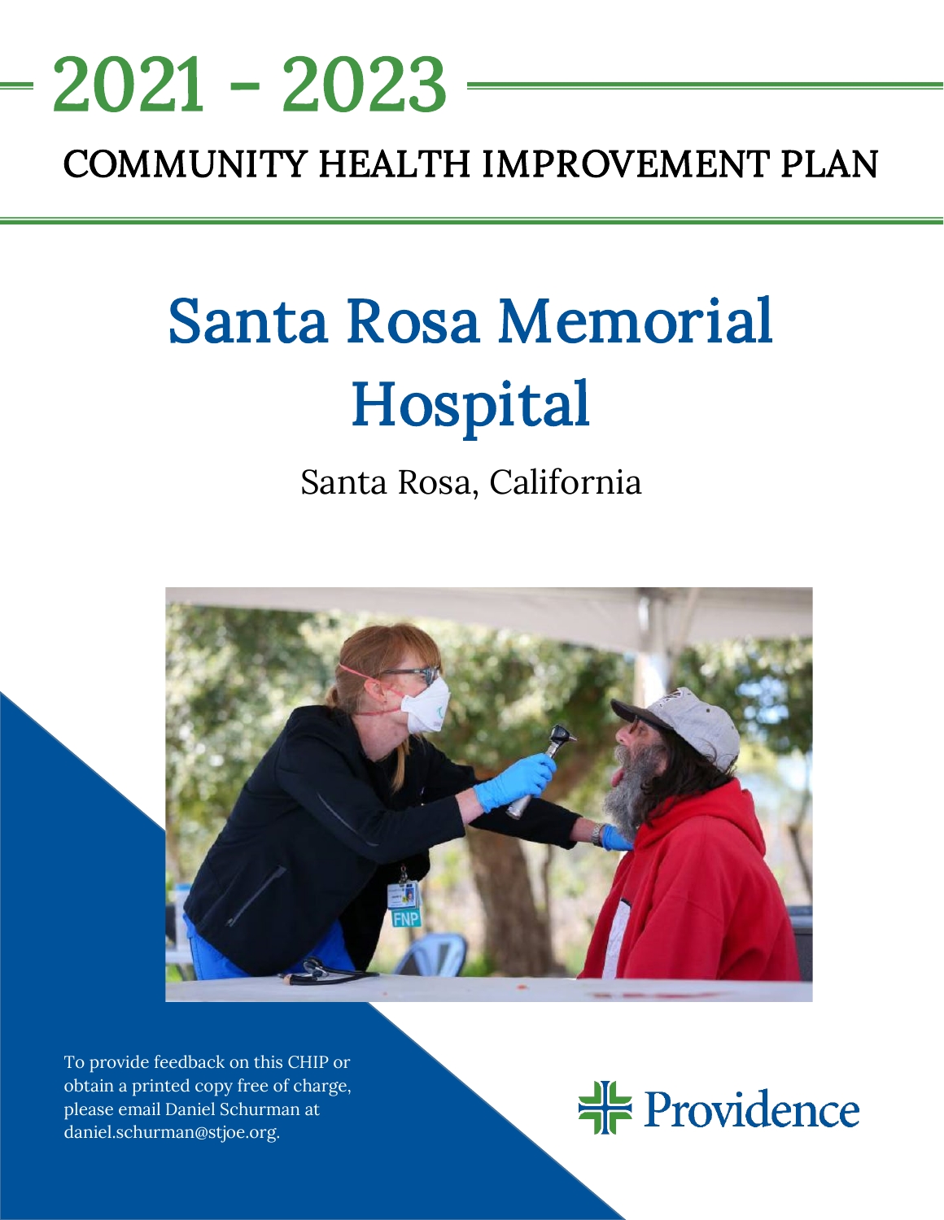# 2021 - 2023

## COMMUNITY HEALTH IMPROVEMENT PLAN

# Santa Rosa Memorial Hospital

Santa Rosa, California

To provide feedback on this CHIP or obtain a printed copy free of charge, please email Daniel Schurman at daniel.schurman@stjoe.org.

Providence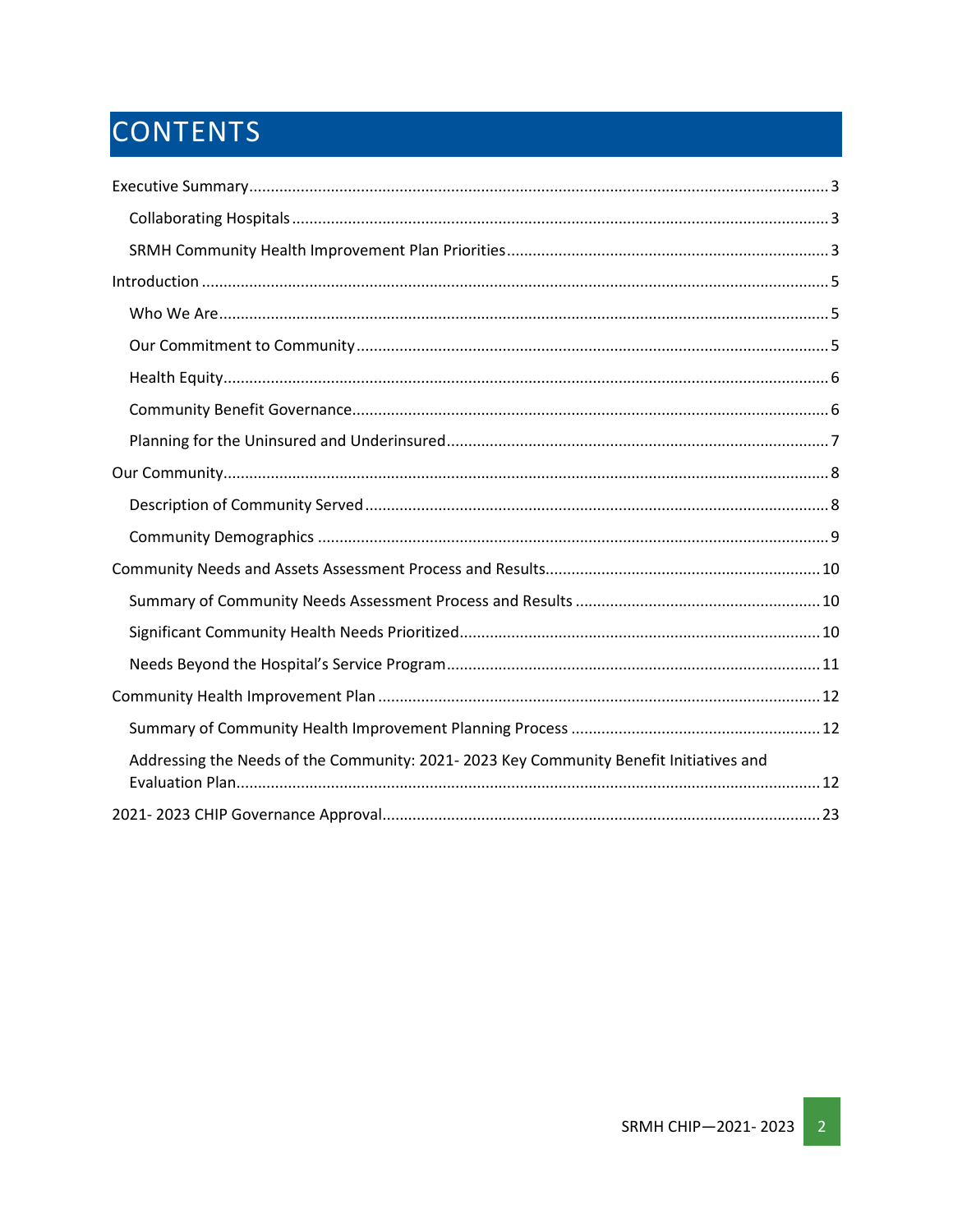# CONTENTS

Executive Summary ... 3

- Collaborating Hospitals ... 3
- SRMH Community Health Improvement Plan Priorities ... 3

Introduction ... 5

- Who We Are ... 5
- Our Commitment to Community ... 5
- Health Equity ... 6
- Community Benefit Governance ... 6
- Planning for the Uninsured and Underinsured ... 7

Our Community ... 8

- Description of Community Served ... 8
- Community Demographics ... 9

Community Needs and Assets Assessment Process and Results ... 10

- Summary of Community Needs Assessment Process and Results ... 10
- Significant Community Health Needs Prioritized ... 10
- Needs Beyond the Hospital's Service Program ... 11

Community Health Improvement Plan ... 12

- Summary of Community Health Improvement Planning Process ... 12
- Addressing the Needs of the Community: 2021- 2023 Key Community Benefit Initiatives and Evaluation Plan ... 12

2021- 2023 CHIP Governance Approval ... 23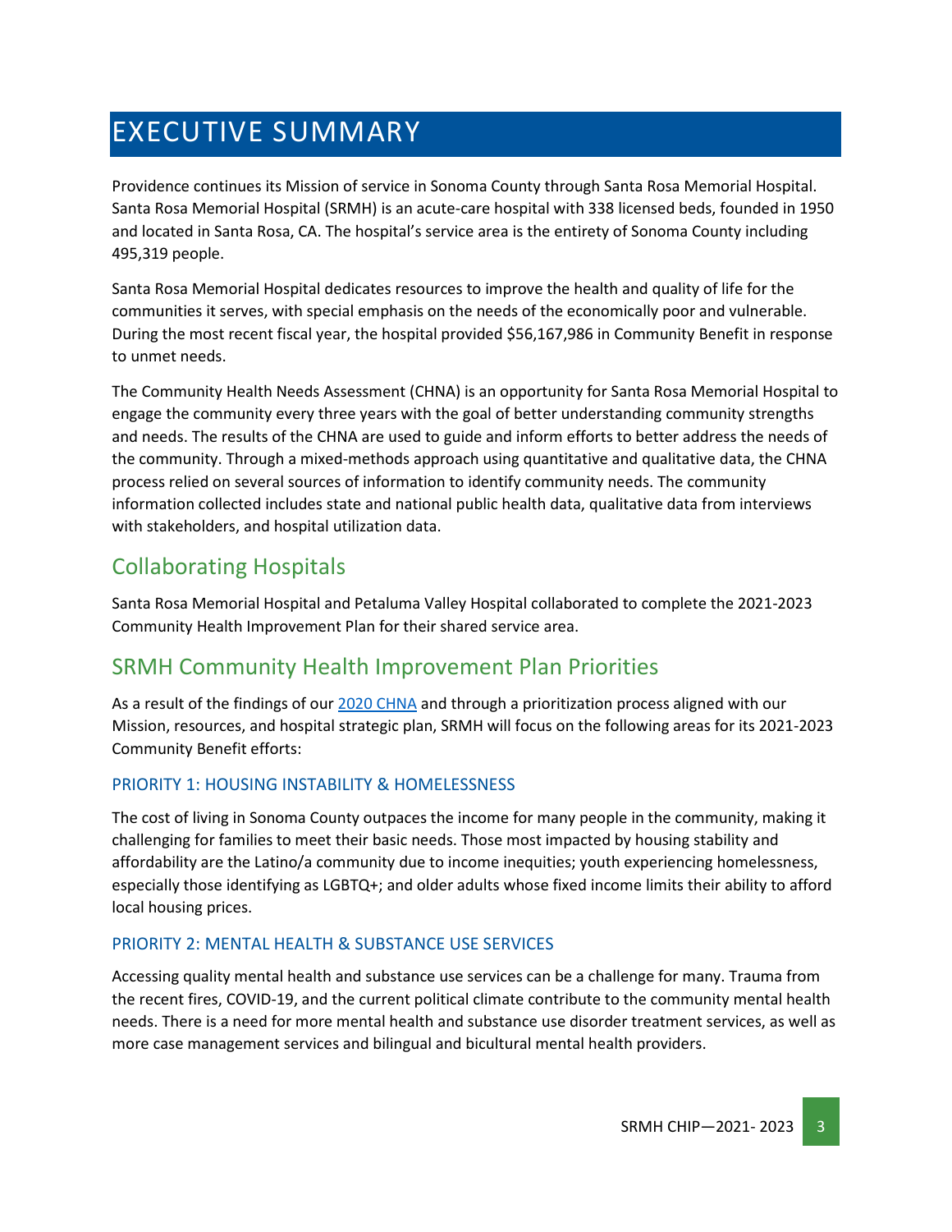# EXECUTIVE SUMMARY

Providence continues its Mission of service in Sonoma County through Santa Rosa Memorial Hospital. Santa Rosa Memorial Hospital (SRMH) is an acute-care hospital with 338 licensed beds, founded in 1950 and located in Santa Rosa, CA. The hospital's service area is the entirety of Sonoma County including 495,319 people.

Santa Rosa Memorial Hospital dedicates resources to improve the health and quality of life for the communities it serves, with special emphasis on the needs of the economically poor and vulnerable. During the most recent fiscal year, the hospital provided $56,167,986 in Community Benefit in response to unmet needs.

The Community Health Needs Assessment (CHNA) is an opportunity for Santa Rosa Memorial Hospital to engage the community every three years with the goal of better understanding community strengths and needs. The results of the CHNA are used to guide and inform efforts to better address the needs of the community. Through a mixed-methods approach using quantitative and qualitative data, the CHNA process relied on several sources of information to identify community needs. The community information collected includes state and national public health data, qualitative data from interviews with stakeholders, and hospital utilization data.

## Collaborating Hospitals

Santa Rosa Memorial Hospital and Petaluma Valley Hospital collaborated to complete the 2021-2023 Community Health Improvement Plan for their shared service area.

## SRMH Community Health Improvement Plan Priorities

As a result of the findings of our 2020 CHNA and through a prioritization process aligned with our Mission, resources, and hospital strategic plan, SRMH will focus on the following areas for its 2021-2023 Community Benefit efforts:

### PRIORITY 1: HOUSING INSTABILITY & HOMELESSNESS

The cost of living in Sonoma County outpaces the income for many people in the community, making it challenging for families to meet their basic needs. Those most impacted by housing stability and affordability are the Latino/a community due to income inequities; youth experiencing homelessness, especially those identifying as LGBTQ+; and older adults whose fixed income limits their ability to afford local housing prices.

### PRIORITY 2: MENTAL HEALTH & SUBSTANCE USE SERVICES

Accessing quality mental health and substance use services can be a challenge for many. Trauma from the recent fires, COVID-19, and the current political climate contribute to the community mental health needs. There is a need for more mental health and substance use disorder treatment services, as well as more case management services and bilingual and bicultural mental health providers.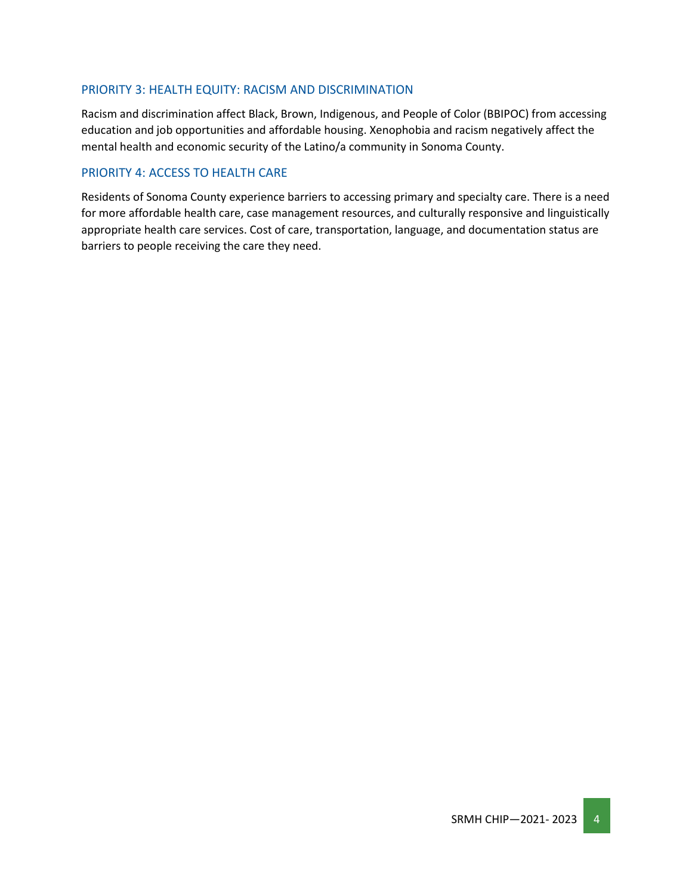## PRIORITY 3: HEALTH EQUITY: RACISM AND DISCRIMINATION

Racism and discrimination affect Black, Brown, Indigenous, and People of Color (BBIPOC) from accessing education and job opportunities and affordable housing. Xenophobia and racism negatively affect the mental health and economic security of the Latino/a community in Sonoma County.

## PRIORITY 4: ACCESS TO HEALTH CARE

Residents of Sonoma County experience barriers to accessing primary and specialty care. There is a need for more affordable health care, case management resources, and culturally responsive and linguistically appropriate health care services. Cost of care, transportation, language, and documentation status are barriers to people receiving the care they need.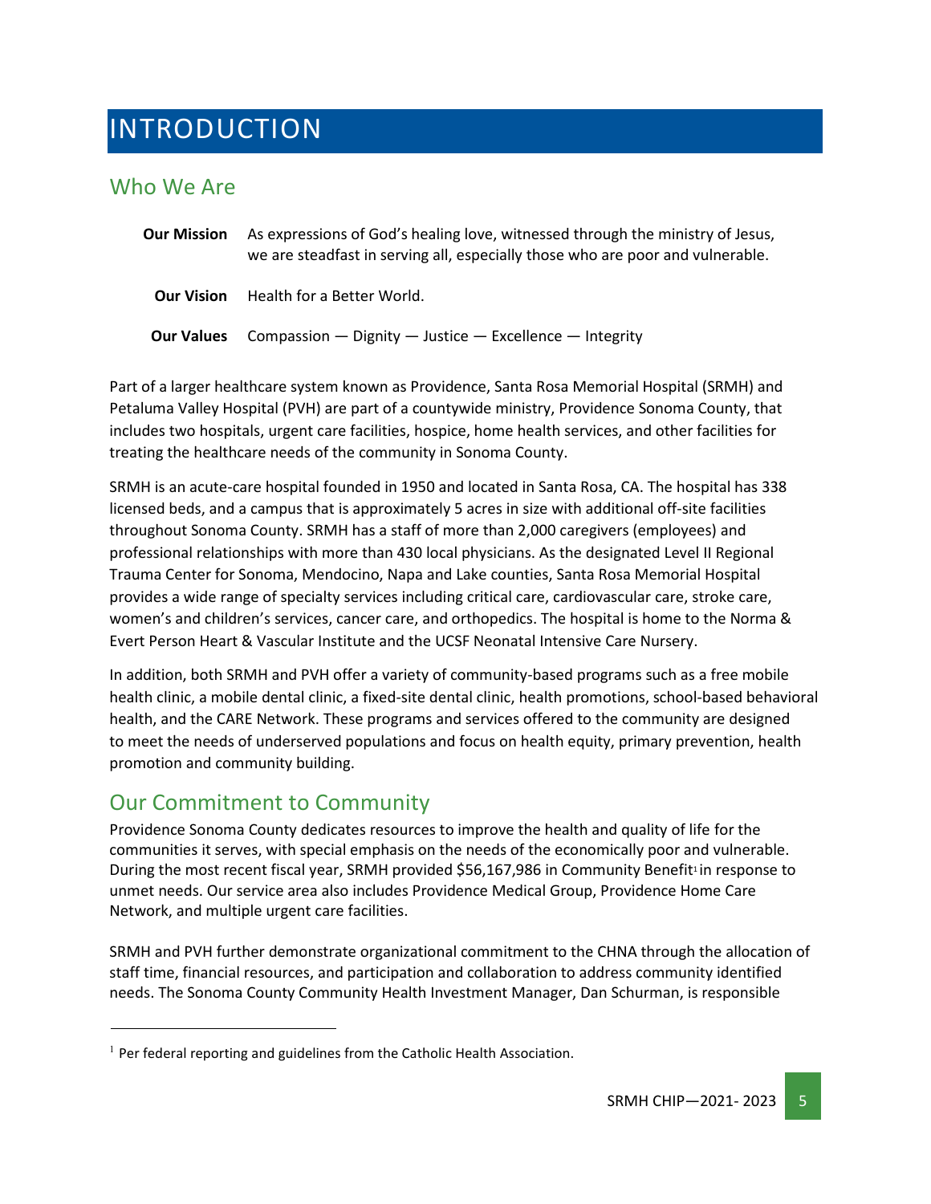# INTRODUCTION

## Who We Are

**Our Mission** As expressions of God's healing love, witnessed through the ministry of Jesus, we are steadfast in serving all, especially those who are poor and vulnerable.

**Our Vision** Health for a Better World.

**Our Values** Compassion — Dignity — Justice — Excellence — Integrity

Part of a larger healthcare system known as Providence, Santa Rosa Memorial Hospital (SRMH) and Petaluma Valley Hospital (PVH) are part of a countywide ministry, Providence Sonoma County, that includes two hospitals, urgent care facilities, hospice, home health services, and other facilities for treating the healthcare needs of the community in Sonoma County.

SRMH is an acute-care hospital founded in 1950 and located in Santa Rosa, CA. The hospital has 338 licensed beds, and a campus that is approximately 5 acres in size with additional off-site facilities throughout Sonoma County. SRMH has a staff of more than 2,000 caregivers (employees) and professional relationships with more than 430 local physicians. As the designated Level II Regional Trauma Center for Sonoma, Mendocino, Napa and Lake counties, Santa Rosa Memorial Hospital provides a wide range of specialty services including critical care, cardiovascular care, stroke care, women's and children's services, cancer care, and orthopedics. The hospital is home to the Norma & Evert Person Heart & Vascular Institute and the UCSF Neonatal Intensive Care Nursery.

In addition, both SRMH and PVH offer a variety of community-based programs such as a free mobile health clinic, a mobile dental clinic, a fixed-site dental clinic, health promotions, school-based behavioral health, and the CARE Network. These programs and services offered to the community are designed to meet the needs of underserved populations and focus on health equity, primary prevention, health promotion and community building.

## Our Commitment to Community

Providence Sonoma County dedicates resources to improve the health and quality of life for the communities it serves, with special emphasis on the needs of the economically poor and vulnerable. During the most recent fiscal year, SRMH provided $56,167,986 in Community Benefit[1] in response to unmet needs. Our service area also includes Providence Medical Group, Providence Home Care Network, and multiple urgent care facilities.

SRMH and PVH further demonstrate organizational commitment to the CHNA through the allocation of staff time, financial resources, and participation and collaboration to address community identified needs. The Sonoma County Community Health Investment Manager, Dan Schurman, is responsible

[1] Per federal reporting and guidelines from the Catholic Health Association.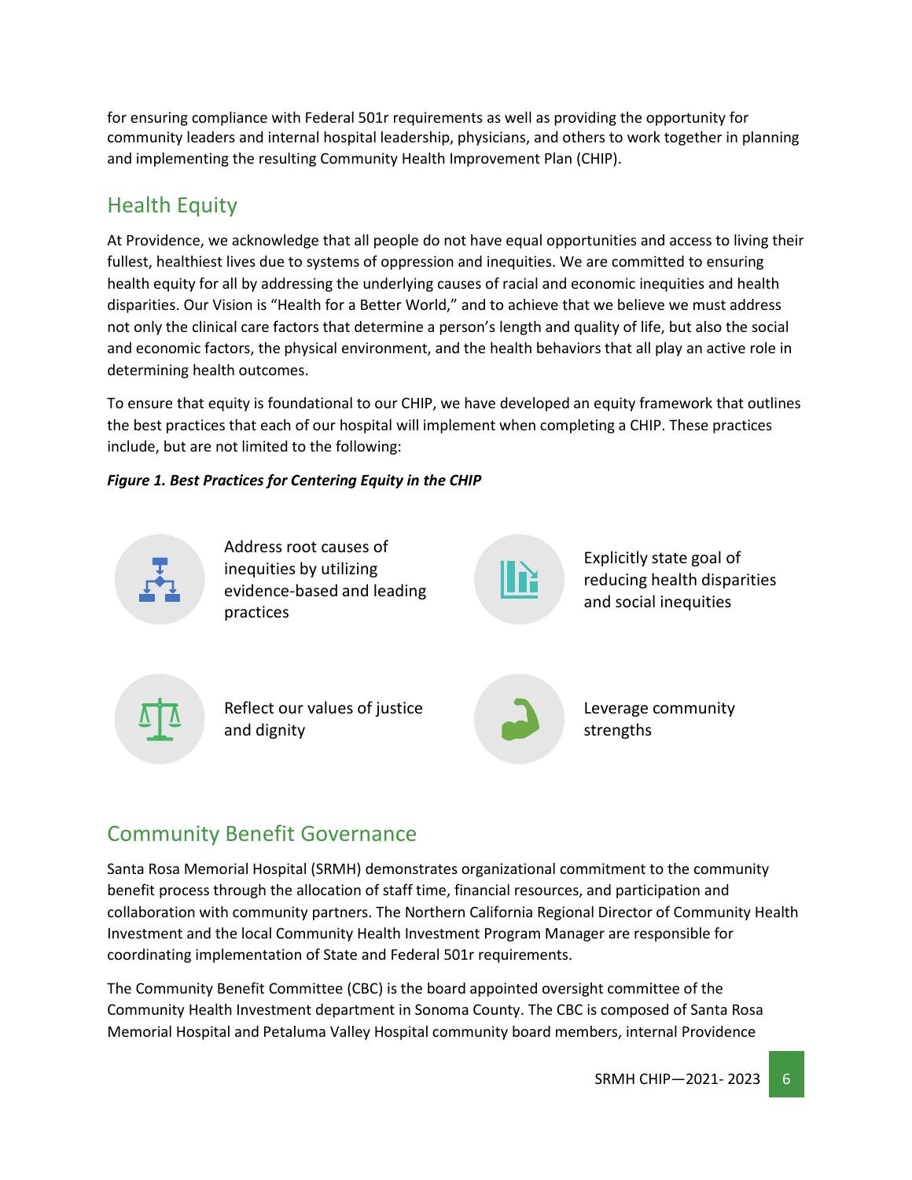for ensuring compliance with Federal 501r requirements as well as providing the opportunity for community leaders and internal hospital leadership, physicians, and others to work together in planning and implementing the resulting Community Health Improvement Plan (CHIP).

## Health Equity

At Providence, we acknowledge that all people do not have equal opportunities and access to living their fullest, healthiest lives due to systems of oppression and inequities. We are committed to ensuring health equity for all by addressing the underlying causes of racial and economic inequities and health disparities. Our Vision is "Health for a Better World," and to achieve that we believe we must address not only the clinical care factors that determine a person's length and quality of life, but also the social and economic factors, the physical environment, and the health behaviors that all play an active role in determining health outcomes.

To ensure that equity is foundational to our CHIP, we have developed an equity framework that outlines the best practices that each of our hospital will implement when completing a CHIP. These practices include, but are not limited to the following:

***Figure 1. Best Practices for Centering Equity in the CHIP***

- Address root causes of inequities by utilizing evidence-based and leading practices
- Explicitly state goal of reducing health disparities and social inequities
- Reflect our values of justice and dignity
- Leverage community strengths

## Community Benefit Governance

Santa Rosa Memorial Hospital (SRMH) demonstrates organizational commitment to the community benefit process through the allocation of staff time, financial resources, and participation and collaboration with community partners. The Northern California Regional Director of Community Health Investment and the local Community Health Investment Program Manager are responsible for coordinating implementation of State and Federal 501r requirements.

The Community Benefit Committee (CBC) is the board appointed oversight committee of the Community Health Investment department in Sonoma County. The CBC is composed of Santa Rosa Memorial Hospital and Petaluma Valley Hospital community board members, internal Providence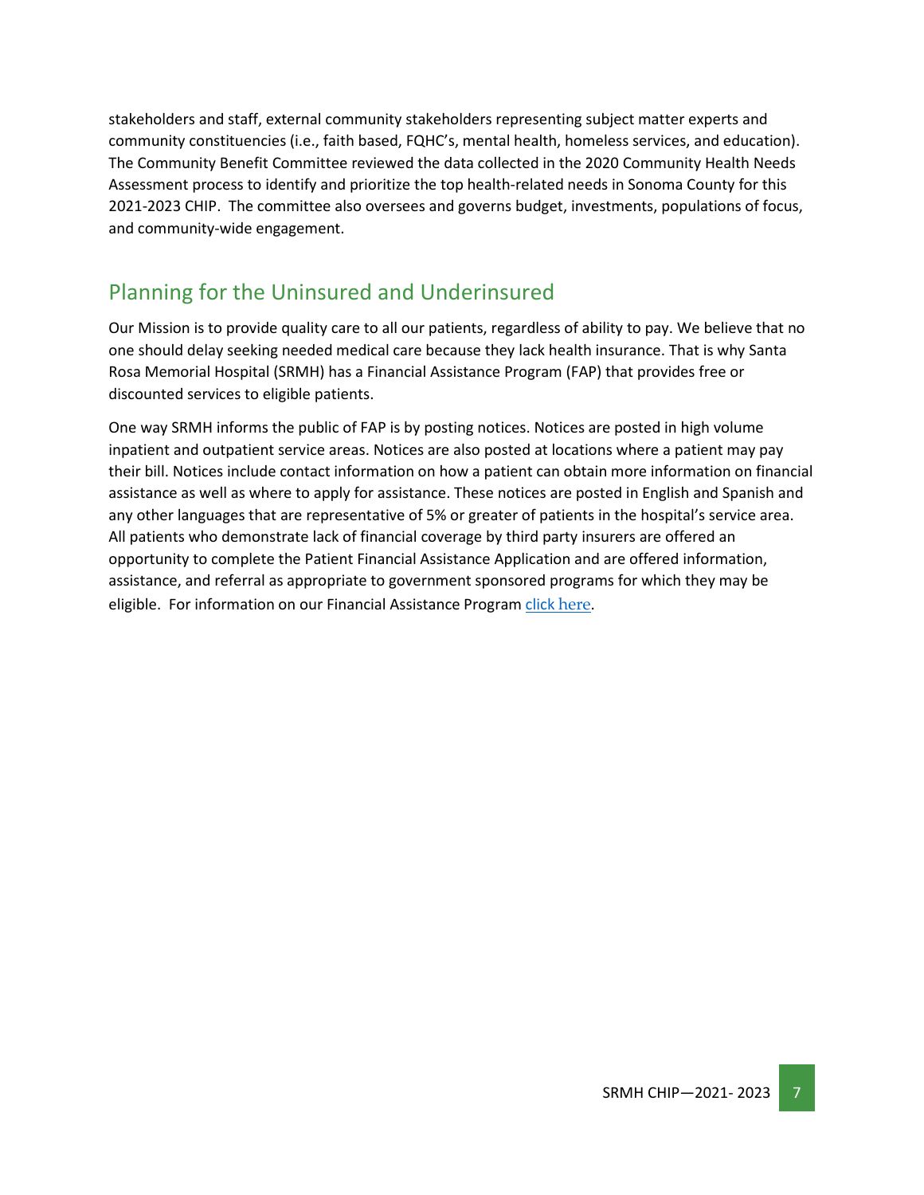stakeholders and staff, external community stakeholders representing subject matter experts and community constituencies (i.e., faith based, FQHC's, mental health, homeless services, and education). The Community Benefit Committee reviewed the data collected in the 2020 Community Health Needs Assessment process to identify and prioritize the top health-related needs in Sonoma County for this 2021-2023 CHIP. The committee also oversees and governs budget, investments, populations of focus, and community-wide engagement.

## Planning for the Uninsured and Underinsured

Our Mission is to provide quality care to all our patients, regardless of ability to pay. We believe that no one should delay seeking needed medical care because they lack health insurance. That is why Santa Rosa Memorial Hospital (SRMH) has a Financial Assistance Program (FAP) that provides free or discounted services to eligible patients.

One way SRMH informs the public of FAP is by posting notices. Notices are posted in high volume inpatient and outpatient service areas. Notices are also posted at locations where a patient may pay their bill. Notices include contact information on how a patient can obtain more information on financial assistance as well as where to apply for assistance. These notices are posted in English and Spanish and any other languages that are representative of 5% or greater of patients in the hospital's service area. All patients who demonstrate lack of financial coverage by third party insurers are offered an opportunity to complete the Patient Financial Assistance Application and are offered information, assistance, and referral as appropriate to government sponsored programs for which they may be eligible. For information on our Financial Assistance Program click here.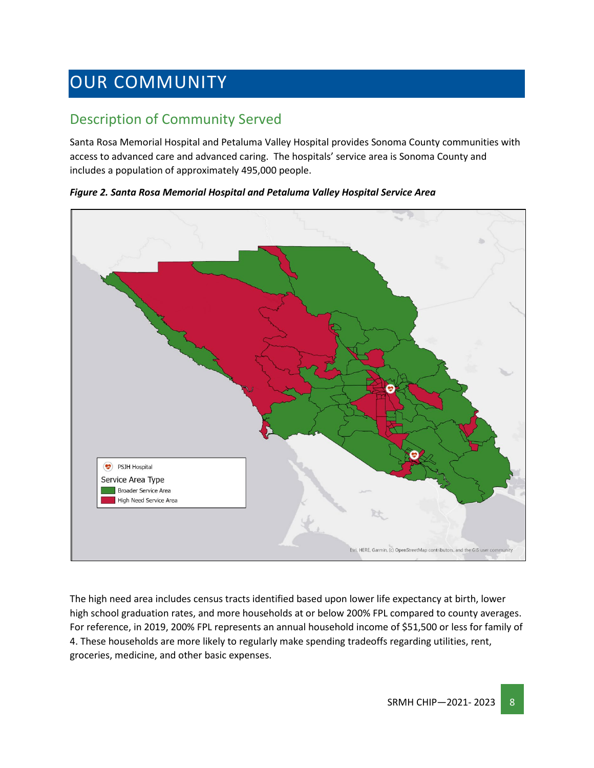# OUR COMMUNITY

## Description of Community Served

Santa Rosa Memorial Hospital and Petaluma Valley Hospital provides Sonoma County communities with access to advanced care and advanced caring. The hospitals' service area is Sonoma County and includes a population of approximately 495,000 people.

***Figure 2. Santa Rosa Memorial Hospital and Petaluma Valley Hospital Service Area***

The high need area includes census tracts identified based upon lower life expectancy at birth, lower high school graduation rates, and more households at or below 200% FPL compared to county averages. For reference, in 2019, 200% FPL represents an annual household income of $51,500 or less for family of 4. These households are more likely to regularly make spending tradeoffs regarding utilities, rent, groceries, medicine, and other basic expenses.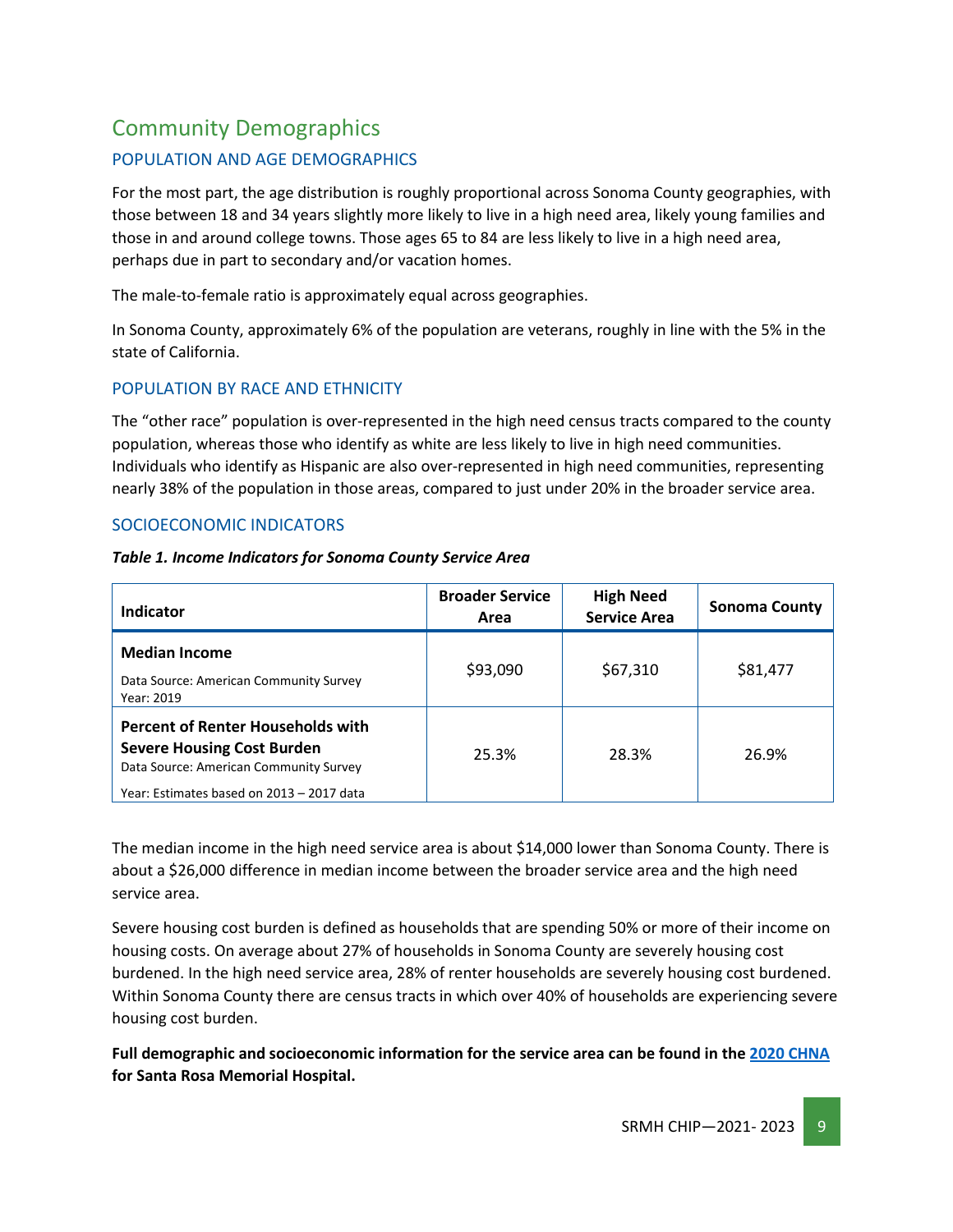# Community Demographics

## POPULATION AND AGE DEMOGRAPHICS

For the most part, the age distribution is roughly proportional across Sonoma County geographies, with those between 18 and 34 years slightly more likely to live in a high need area, likely young families and those in and around college towns. Those ages 65 to 84 are less likely to live in a high need area, perhaps due in part to secondary and/or vacation homes.

The male-to-female ratio is approximately equal across geographies.

In Sonoma County, approximately 6% of the population are veterans, roughly in line with the 5% in the state of California.

## POPULATION BY RACE AND ETHNICITY

The "other race" population is over-represented in the high need census tracts compared to the county population, whereas those who identify as white are less likely to live in high need communities. Individuals who identify as Hispanic are also over-represented in high need communities, representing nearly 38% of the population in those areas, compared to just under 20% in the broader service area.

## SOCIOECONOMIC INDICATORS

***Table 1. Income Indicators for Sonoma County Service Area***

| Indicator | Broader Service Area | High Need Service Area | Sonoma County |
|---|---|---|---|
| **Median Income**<br>Data Source: American Community Survey<br>Year: 2019 | $93,090 | $67,310 | $81,477 |
| **Percent of Renter Households with Severe Housing Cost Burden**<br>Data Source: American Community Survey<br>Year: Estimates based on 2013 – 2017 data | 25.3% | 28.3% | 26.9% |

The median income in the high need service area is about $14,000 lower than Sonoma County. There is about a $26,000 difference in median income between the broader service area and the high need service area.

Severe housing cost burden is defined as households that are spending 50% or more of their income on housing costs. On average about 27% of households in Sonoma County are severely housing cost burdened. In the high need service area, 28% of renter households are severely housing cost burdened. Within Sonoma County there are census tracts in which over 40% of households are experiencing severe housing cost burden.

**Full demographic and socioeconomic information for the service area can be found in the 2020 CHNA for Santa Rosa Memorial Hospital.**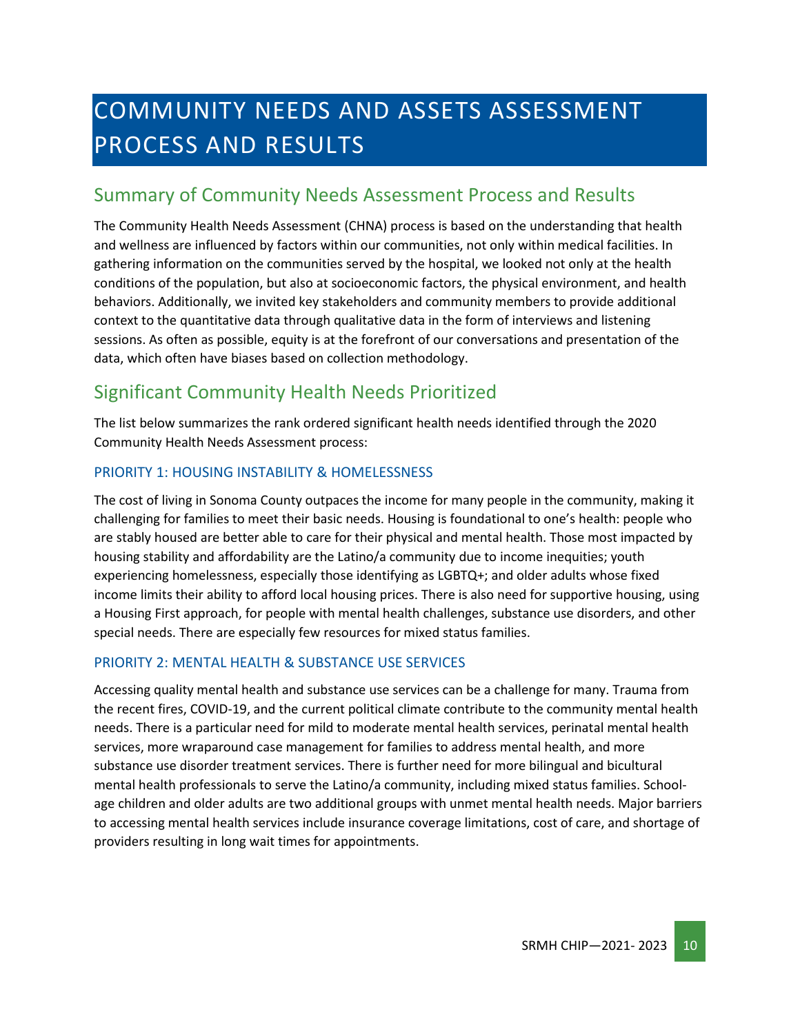# COMMUNITY NEEDS AND ASSETS ASSESSMENT PROCESS AND RESULTS

## Summary of Community Needs Assessment Process and Results

The Community Health Needs Assessment (CHNA) process is based on the understanding that health and wellness are influenced by factors within our communities, not only within medical facilities. In gathering information on the communities served by the hospital, we looked not only at the health conditions of the population, but also at socioeconomic factors, the physical environment, and health behaviors. Additionally, we invited key stakeholders and community members to provide additional context to the quantitative data through qualitative data in the form of interviews and listening sessions. As often as possible, equity is at the forefront of our conversations and presentation of the data, which often have biases based on collection methodology.

## Significant Community Health Needs Prioritized

The list below summarizes the rank ordered significant health needs identified through the 2020 Community Health Needs Assessment process:

### PRIORITY 1: HOUSING INSTABILITY & HOMELESSNESS

The cost of living in Sonoma County outpaces the income for many people in the community, making it challenging for families to meet their basic needs. Housing is foundational to one's health: people who are stably housed are better able to care for their physical and mental health. Those most impacted by housing stability and affordability are the Latino/a community due to income inequities; youth experiencing homelessness, especially those identifying as LGBTQ+; and older adults whose fixed income limits their ability to afford local housing prices. There is also need for supportive housing, using a Housing First approach, for people with mental health challenges, substance use disorders, and other special needs. There are especially few resources for mixed status families.

### PRIORITY 2: MENTAL HEALTH & SUBSTANCE USE SERVICES

Accessing quality mental health and substance use services can be a challenge for many. Trauma from the recent fires, COVID-19, and the current political climate contribute to the community mental health needs. There is a particular need for mild to moderate mental health services, perinatal mental health services, more wraparound case management for families to address mental health, and more substance use disorder treatment services. There is further need for more bilingual and bicultural mental health professionals to serve the Latino/a community, including mixed status families. School-age children and older adults are two additional groups with unmet mental health needs. Major barriers to accessing mental health services include insurance coverage limitations, cost of care, and shortage of providers resulting in long wait times for appointments.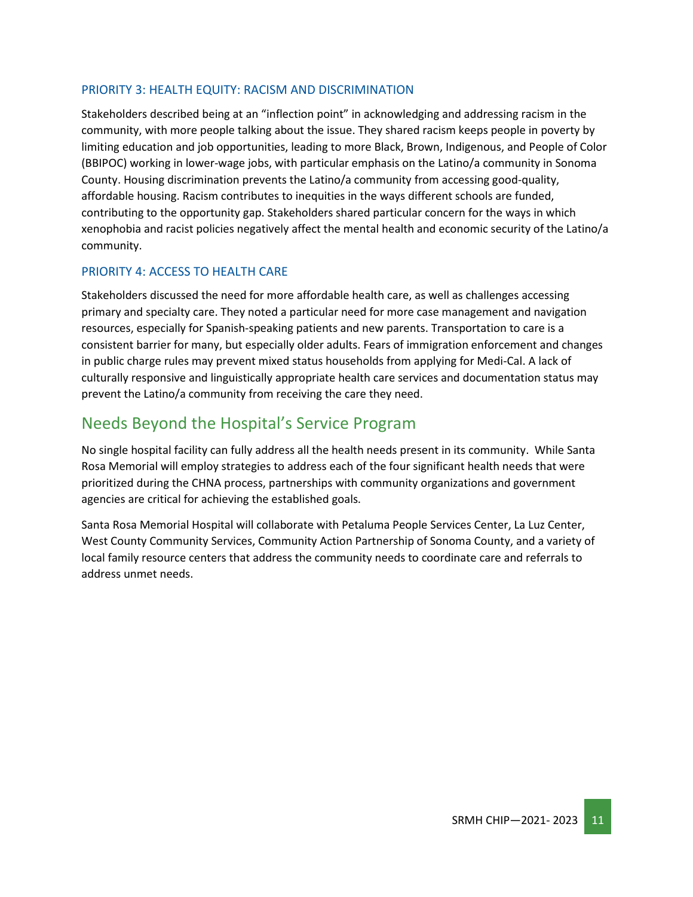### PRIORITY 3: HEALTH EQUITY: RACISM AND DISCRIMINATION

Stakeholders described being at an "inflection point" in acknowledging and addressing racism in the community, with more people talking about the issue. They shared racism keeps people in poverty by limiting education and job opportunities, leading to more Black, Brown, Indigenous, and People of Color (BBIPOC) working in lower-wage jobs, with particular emphasis on the Latino/a community in Sonoma County. Housing discrimination prevents the Latino/a community from accessing good-quality, affordable housing. Racism contributes to inequities in the ways different schools are funded, contributing to the opportunity gap. Stakeholders shared particular concern for the ways in which xenophobia and racist policies negatively affect the mental health and economic security of the Latino/a community.

### PRIORITY 4: ACCESS TO HEALTH CARE

Stakeholders discussed the need for more affordable health care, as well as challenges accessing primary and specialty care. They noted a particular need for more case management and navigation resources, especially for Spanish-speaking patients and new parents. Transportation to care is a consistent barrier for many, but especially older adults. Fears of immigration enforcement and changes in public charge rules may prevent mixed status households from applying for Medi-Cal. A lack of culturally responsive and linguistically appropriate health care services and documentation status may prevent the Latino/a community from receiving the care they need.

## Needs Beyond the Hospital's Service Program

No single hospital facility can fully address all the health needs present in its community. While Santa Rosa Memorial will employ strategies to address each of the four significant health needs that were prioritized during the CHNA process, partnerships with community organizations and government agencies are critical for achieving the established goals.

Santa Rosa Memorial Hospital will collaborate with Petaluma People Services Center, La Luz Center, West County Community Services, Community Action Partnership of Sonoma County, and a variety of local family resource centers that address the community needs to coordinate care and referrals to address unmet needs.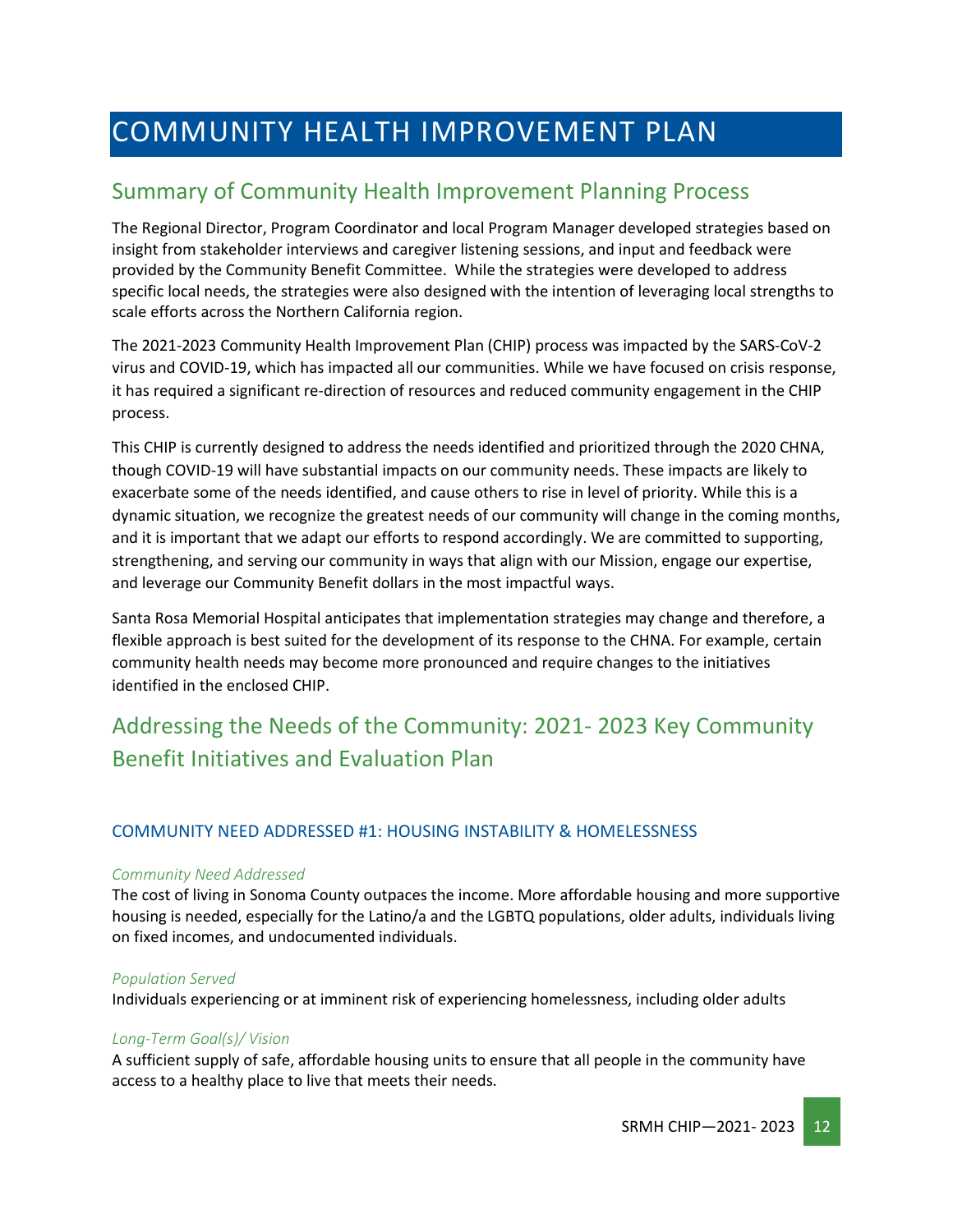# COMMUNITY HEALTH IMPROVEMENT PLAN

## Summary of Community Health Improvement Planning Process

The Regional Director, Program Coordinator and local Program Manager developed strategies based on insight from stakeholder interviews and caregiver listening sessions, and input and feedback were provided by the Community Benefit Committee. While the strategies were developed to address specific local needs, the strategies were also designed with the intention of leveraging local strengths to scale efforts across the Northern California region.

The 2021-2023 Community Health Improvement Plan (CHIP) process was impacted by the SARS-CoV-2 virus and COVID-19, which has impacted all our communities. While we have focused on crisis response, it has required a significant re-direction of resources and reduced community engagement in the CHIP process.

This CHIP is currently designed to address the needs identified and prioritized through the 2020 CHNA, though COVID-19 will have substantial impacts on our community needs. These impacts are likely to exacerbate some of the needs identified, and cause others to rise in level of priority. While this is a dynamic situation, we recognize the greatest needs of our community will change in the coming months, and it is important that we adapt our efforts to respond accordingly. We are committed to supporting, strengthening, and serving our community in ways that align with our Mission, engage our expertise, and leverage our Community Benefit dollars in the most impactful ways.

Santa Rosa Memorial Hospital anticipates that implementation strategies may change and therefore, a flexible approach is best suited for the development of its response to the CHNA. For example, certain community health needs may become more pronounced and require changes to the initiatives identified in the enclosed CHIP.

## Addressing the Needs of the Community: 2021- 2023 Key Community Benefit Initiatives and Evaluation Plan

### COMMUNITY NEED ADDRESSED #1: HOUSING INSTABILITY & HOMELESSNESS

*Community Need Addressed*

The cost of living in Sonoma County outpaces the income. More affordable housing and more supportive housing is needed, especially for the Latino/a and the LGBTQ populations, older adults, individuals living on fixed incomes, and undocumented individuals.

*Population Served*

Individuals experiencing or at imminent risk of experiencing homelessness, including older adults

*Long-Term Goal(s)/ Vision*

A sufficient supply of safe, affordable housing units to ensure that all people in the community have access to a healthy place to live that meets their needs.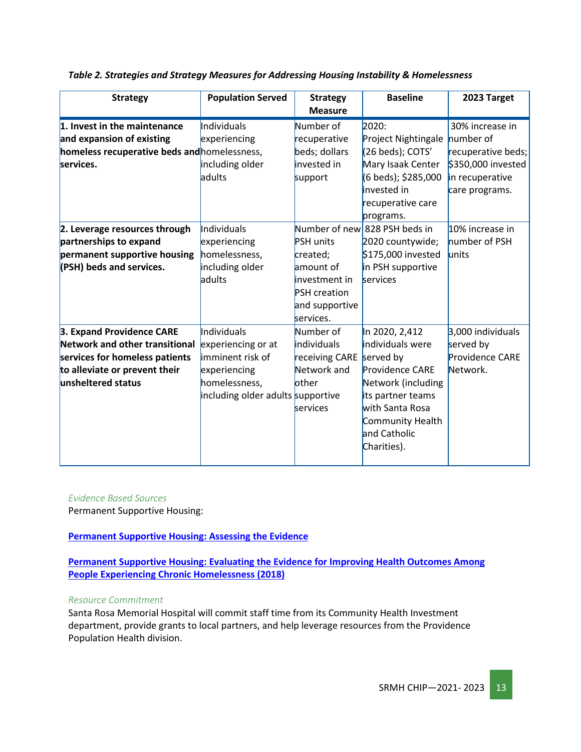*Table 2. Strategies and Strategy Measures for Addressing Housing Instability & Homelessness*

| Strategy | Population Served | Strategy Measure | Baseline | 2023 Target |
|---|---|---|---|---|
| **1. Invest in the maintenance and expansion of existing homeless recuperative beds and services.** | Individuals experiencing homelessness, including older adults | Number of recuperative beds; dollars invested in support | 2020: Project Nightingale (26 beds); COTS' Mary Isaak Center (6 beds); $285,000 invested in recuperative care programs. | 30% increase in number of recuperative beds; $350,000 invested in recuperative care programs. |
| **2. Leverage resources through partnerships to expand permanent supportive housing (PSH) beds and services.** | Individuals experiencing homelessness, including older adults | Number of new PSH units created; amount of investment in PSH creation and supportive services. | 828 PSH beds in 2020 countywide; $175,000 invested in PSH supportive services | 10% increase in number of PSH units |
| **3. Expand Providence CARE Network and other transitional services for homeless patients to alleviate or prevent their unsheltered status** | Individuals experiencing or at imminent risk of experiencing homelessness, including older adults | Number of individuals receiving CARE Network and other supportive services | In 2020, 2,412 individuals were served by Providence CARE Network (including its partner teams with Santa Rosa Community Health and Catholic Charities). | 3,000 individuals served by Providence CARE Network. |

*Evidence Based Sources*

Permanent Supportive Housing:

**Permanent Supportive Housing: Assessing the Evidence**

**Permanent Supportive Housing: Evaluating the Evidence for Improving Health Outcomes Among People Experiencing Chronic Homelessness (2018)**

*Resource Commitment*

Santa Rosa Memorial Hospital will commit staff time from its Community Health Investment department, provide grants to local partners, and help leverage resources from the Providence Population Health division.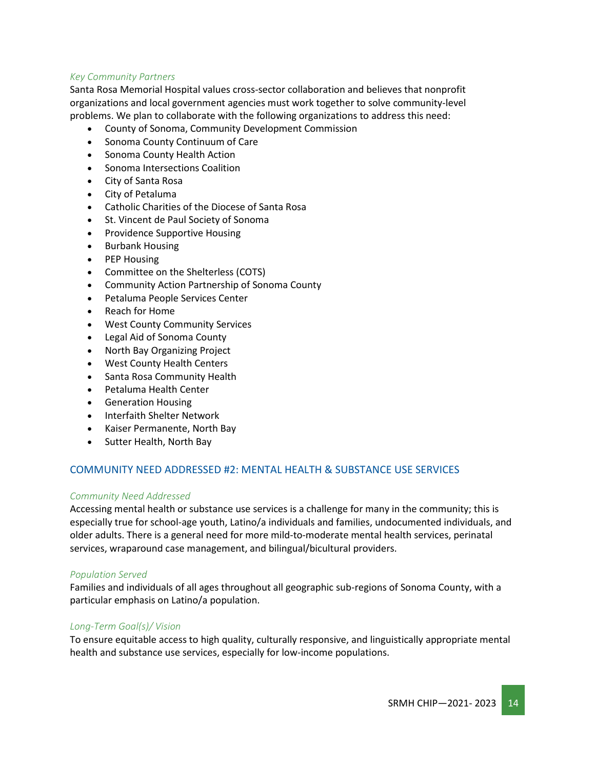*Key Community Partners*

Santa Rosa Memorial Hospital values cross-sector collaboration and believes that nonprofit organizations and local government agencies must work together to solve community-level problems. We plan to collaborate with the following organizations to address this need:

- County of Sonoma, Community Development Commission
- Sonoma County Continuum of Care
- Sonoma County Health Action
- Sonoma Intersections Coalition
- City of Santa Rosa
- City of Petaluma
- Catholic Charities of the Diocese of Santa Rosa
- St. Vincent de Paul Society of Sonoma
- Providence Supportive Housing
- Burbank Housing
- PEP Housing
- Committee on the Shelterless (COTS)
- Community Action Partnership of Sonoma County
- Petaluma People Services Center
- Reach for Home
- West County Community Services
- Legal Aid of Sonoma County
- North Bay Organizing Project
- West County Health Centers
- Santa Rosa Community Health
- Petaluma Health Center
- Generation Housing
- Interfaith Shelter Network
- Kaiser Permanente, North Bay
- Sutter Health, North Bay

## COMMUNITY NEED ADDRESSED #2: MENTAL HEALTH & SUBSTANCE USE SERVICES

*Community Need Addressed*

Accessing mental health or substance use services is a challenge for many in the community; this is especially true for school-age youth, Latino/a individuals and families, undocumented individuals, and older adults. There is a general need for more mild-to-moderate mental health services, perinatal services, wraparound case management, and bilingual/bicultural providers.

*Population Served*

Families and individuals of all ages throughout all geographic sub-regions of Sonoma County, with a particular emphasis on Latino/a population.

*Long-Term Goal(s)/ Vision*

To ensure equitable access to high quality, culturally responsive, and linguistically appropriate mental health and substance use services, especially for low-income populations.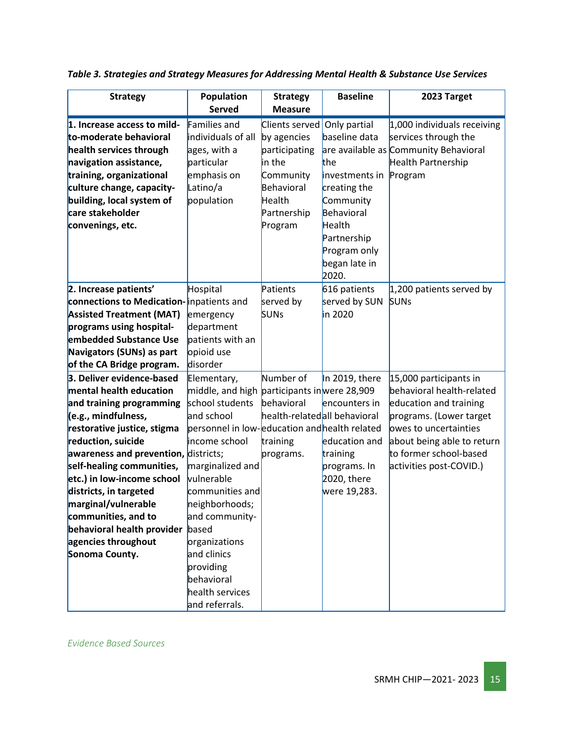*Table 3. Strategies and Strategy Measures for Addressing Mental Health & Substance Use Services*

| Strategy | Population Served | Strategy Measure | Baseline | 2023 Target |
|---|---|---|---|---|
| **1. Increase access to mild-to-moderate behavioral health services through navigation assistance, training, organizational culture change, capacity-building, local system of care stakeholder convenings, etc.** | Families and individuals of all ages, with a particular emphasis on Latino/a population | Clients served by agencies participating in the Community Behavioral Health Partnership Program | Only partial baseline data are available as the investments in creating the Community Behavioral Health Partnership Program only began late in 2020. | 1,000 individuals receiving services through the Community Behavioral Health Partnership Program |
| **2. Increase patients' connections to Medication-Assisted Treatment (MAT) programs using hospital-embedded Substance Use Navigators (SUNs) as part of the CA Bridge program.** | Hospital inpatients and emergency department patients with an opioid use disorder | Patients served by SUNs | 616 patients served by SUN in 2020 | 1,200 patients served by SUNs |
| **3. Deliver evidence-based mental health education and training programming (e.g., mindfulness, restorative justice, stigma reduction, suicide awareness and prevention, self-healing communities, etc.) in low-income school districts, in targeted marginal/vulnerable communities, and to behavioral health provider agencies throughout Sonoma County.** | Elementary, middle, and high school students and school personnel in low-income school districts; marginalized and vulnerable communities and neighborhoods; and community-based organizations and clinics providing behavioral health services and referrals. | Number of participants in behavioral health-related education and training programs. | In 2019, there were 28,909 encounters in all behavioral health related education and training programs. In 2020, there were 19,283. | 15,000 participants in behavioral health-related education and training programs. (Lower target owes to uncertainties about being able to return to former school-based activities post-COVID.) |

*Evidence Based Sources*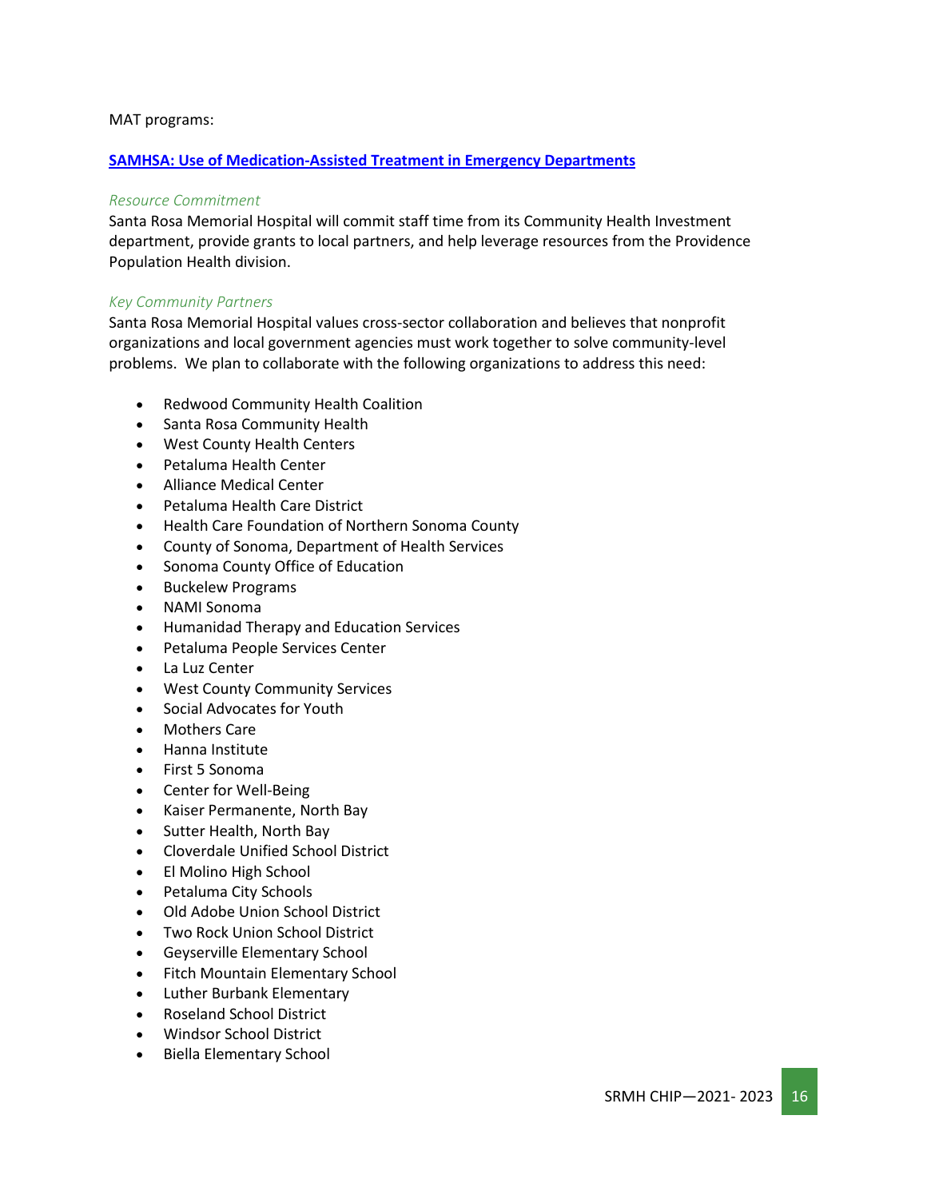MAT programs:

[**SAMHSA: Use of Medication-Assisted Treatment in Emergency Departments**]

*Resource Commitment*

Santa Rosa Memorial Hospital will commit staff time from its Community Health Investment department, provide grants to local partners, and help leverage resources from the Providence Population Health division.

*Key Community Partners*

Santa Rosa Memorial Hospital values cross-sector collaboration and believes that nonprofit organizations and local government agencies must work together to solve community-level problems. We plan to collaborate with the following organizations to address this need:

- Redwood Community Health Coalition
- Santa Rosa Community Health
- West County Health Centers
- Petaluma Health Center
- Alliance Medical Center
- Petaluma Health Care District
- Health Care Foundation of Northern Sonoma County
- County of Sonoma, Department of Health Services
- Sonoma County Office of Education
- Buckelew Programs
- NAMI Sonoma
- Humanidad Therapy and Education Services
- Petaluma People Services Center
- La Luz Center
- West County Community Services
- Social Advocates for Youth
- Mothers Care
- Hanna Institute
- First 5 Sonoma
- Center for Well-Being
- Kaiser Permanente, North Bay
- Sutter Health, North Bay
- Cloverdale Unified School District
- El Molino High School
- Petaluma City Schools
- Old Adobe Union School District
- Two Rock Union School District
- Geyserville Elementary School
- Fitch Mountain Elementary School
- Luther Burbank Elementary
- Roseland School District
- Windsor School District
- Biella Elementary School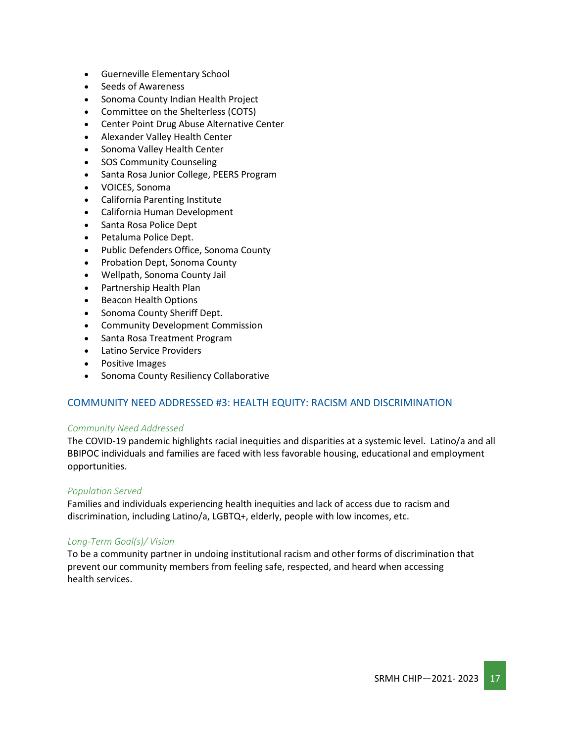- Guerneville Elementary School
- Seeds of Awareness
- Sonoma County Indian Health Project
- Committee on the Shelterless (COTS)
- Center Point Drug Abuse Alternative Center
- Alexander Valley Health Center
- Sonoma Valley Health Center
- SOS Community Counseling
- Santa Rosa Junior College, PEERS Program
- VOICES, Sonoma
- California Parenting Institute
- California Human Development
- Santa Rosa Police Dept
- Petaluma Police Dept.
- Public Defenders Office, Sonoma County
- Probation Dept, Sonoma County
- Wellpath, Sonoma County Jail
- Partnership Health Plan
- Beacon Health Options
- Sonoma County Sheriff Dept.
- Community Development Commission
- Santa Rosa Treatment Program
- Latino Service Providers
- Positive Images
- Sonoma County Resiliency Collaborative

## COMMUNITY NEED ADDRESSED #3: HEALTH EQUITY: RACISM AND DISCRIMINATION

*Community Need Addressed*

The COVID-19 pandemic highlights racial inequities and disparities at a systemic level. Latino/a and all BBIPOC individuals and families are faced with less favorable housing, educational and employment opportunities.

*Population Served*

Families and individuals experiencing health inequities and lack of access due to racism and discrimination, including Latino/a, LGBTQ+, elderly, people with low incomes, etc.

*Long-Term Goal(s)/ Vision*

To be a community partner in undoing institutional racism and other forms of discrimination that prevent our community members from feeling safe, respected, and heard when accessing health services.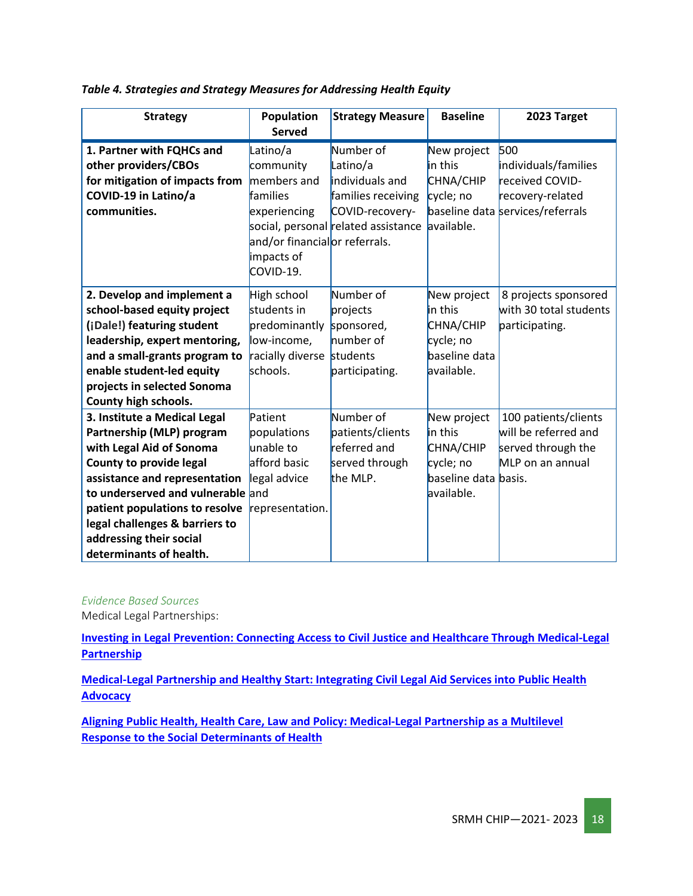*Table 4. Strategies and Strategy Measures for Addressing Health Equity*

| Strategy | Population Served | Strategy Measure | Baseline | 2023 Target |
|---|---|---|---|---|
| **1. Partner with FQHCs and other providers/CBOs for mitigation of impacts from COVID-19 in Latino/a communities.** | Latino/a community members and families experiencing social, personal and/or financial impacts of COVID-19. | Number of Latino/a individuals and families receiving COVID-recovery-related assistance or referrals. | New project in this CHNA/CHIP cycle; no baseline data available. | 500 individuals/families received COVID-recovery-related services/referrals |
| **2. Develop and implement a school-based equity project (¡Dale!) featuring student leadership, expert mentoring, and a small-grants program to enable student-led equity projects in selected Sonoma County high schools.** | High school students in predominantly low-income, racially diverse schools. | Number of projects sponsored, number of students participating. | New project in this CHNA/CHIP cycle; no baseline data available. | 8 projects sponsored with 30 total students participating. |
| **3. Institute a Medical Legal Partnership (MLP) program with Legal Aid of Sonoma County to provide legal assistance and representation to underserved and vulnerable patient populations to resolve legal challenges & barriers to addressing their social determinants of health.** | Patient populations unable to afford basic legal advice and representation. | Number of patients/clients referred and served through the MLP. | New project in this CHNA/CHIP cycle; no baseline data available. | 100 patients/clients will be referred and served through the MLP on an annual basis. |

*Evidence Based Sources*

Medical Legal Partnerships:

**Investing in Legal Prevention: Connecting Access to Civil Justice and Healthcare Through Medical-Legal Partnership**

**Medical-Legal Partnership and Healthy Start: Integrating Civil Legal Aid Services into Public Health Advocacy**

**Aligning Public Health, Health Care, Law and Policy: Medical-Legal Partnership as a Multilevel Response to the Social Determinants of Health**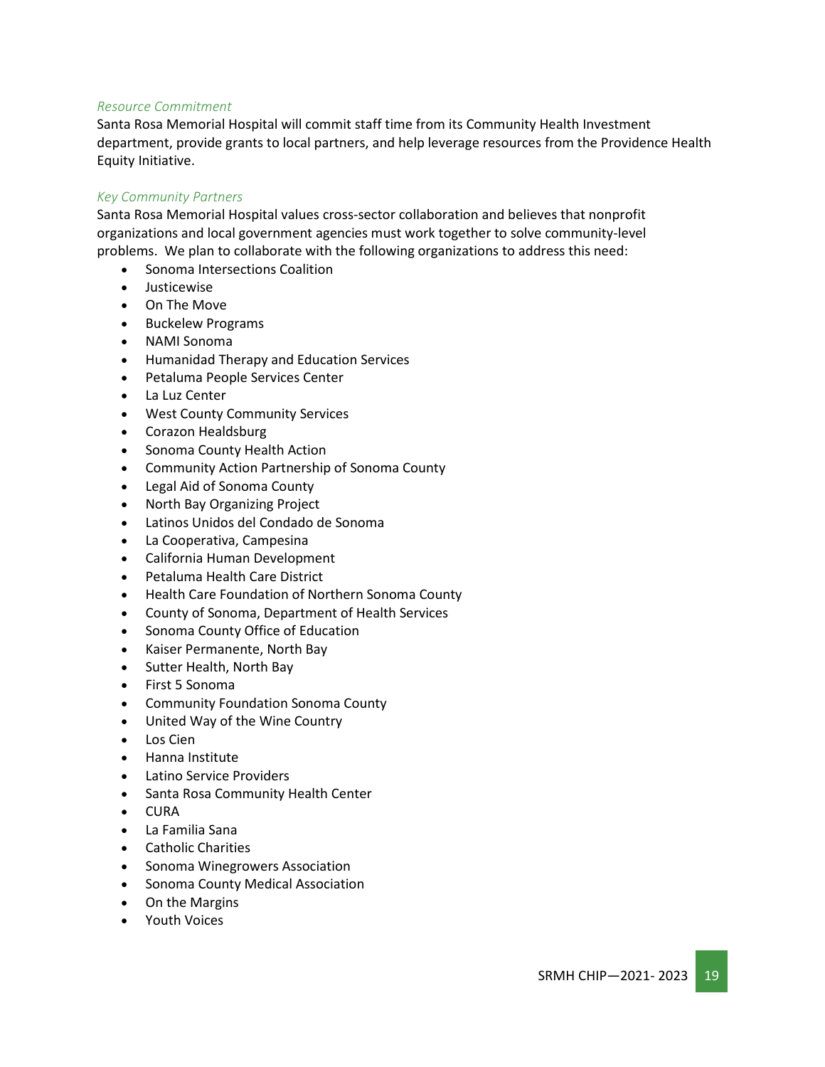*Resource Commitment*

Santa Rosa Memorial Hospital will commit staff time from its Community Health Investment department, provide grants to local partners, and help leverage resources from the Providence Health Equity Initiative.

*Key Community Partners*

Santa Rosa Memorial Hospital values cross-sector collaboration and believes that nonprofit organizations and local government agencies must work together to solve community-level problems. We plan to collaborate with the following organizations to address this need:

- Sonoma Intersections Coalition
- Justicewise
- On The Move
- Buckelew Programs
- NAMI Sonoma
- Humanidad Therapy and Education Services
- Petaluma People Services Center
- La Luz Center
- West County Community Services
- Corazon Healdsburg
- Sonoma County Health Action
- Community Action Partnership of Sonoma County
- Legal Aid of Sonoma County
- North Bay Organizing Project
- Latinos Unidos del Condado de Sonoma
- La Cooperativa, Campesina
- California Human Development
- Petaluma Health Care District
- Health Care Foundation of Northern Sonoma County
- County of Sonoma, Department of Health Services
- Sonoma County Office of Education
- Kaiser Permanente, North Bay
- Sutter Health, North Bay
- First 5 Sonoma
- Community Foundation Sonoma County
- United Way of the Wine Country
- Los Cien
- Hanna Institute
- Latino Service Providers
- Santa Rosa Community Health Center
- CURA
- La Familia Sana
- Catholic Charities
- Sonoma Winegrowers Association
- Sonoma County Medical Association
- On the Margins
- Youth Voices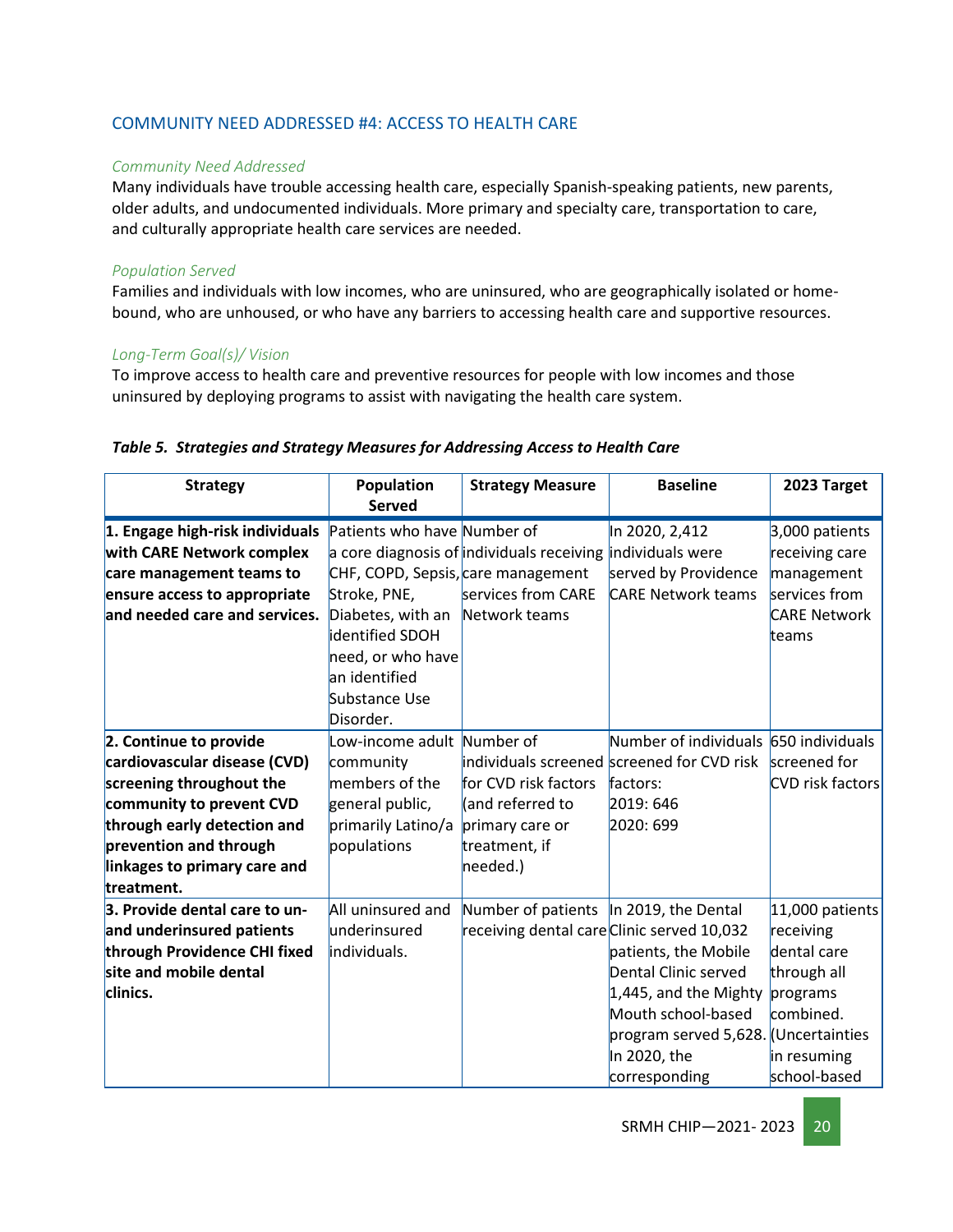## COMMUNITY NEED ADDRESSED #4: ACCESS TO HEALTH CARE

*Community Need Addressed*

Many individuals have trouble accessing health care, especially Spanish-speaking patients, new parents, older adults, and undocumented individuals. More primary and specialty care, transportation to care, and culturally appropriate health care services are needed.

*Population Served*

Families and individuals with low incomes, who are uninsured, who are geographically isolated or home-bound, who are unhoused, or who have any barriers to accessing health care and supportive resources.

*Long-Term Goal(s)/ Vision*

To improve access to health care and preventive resources for people with low incomes and those uninsured by deploying programs to assist with navigating the health care system.

***Table 5. Strategies and Strategy Measures for Addressing Access to Health Care***

| Strategy | Population Served | Strategy Measure | Baseline | 2023 Target |
|---|---|---|---|---|
| **1. Engage high-risk individuals with CARE Network complex care management teams to ensure access to appropriate and needed care and services.** | Patients who have a core diagnosis of CHF, COPD, Sepsis, Stroke, PNE, Diabetes, with an identified SDOH need, or who have an identified Substance Use Disorder. | Number of individuals receiving care management services from CARE Network teams | In 2020, 2,412 individuals were served by Providence CARE Network teams | 3,000 patients receiving care management services from CARE Network teams |
| **2. Continue to provide cardiovascular disease (CVD) screening throughout the community to prevent CVD through early detection and prevention and through linkages to primary care and treatment.** | Low-income adult community members of the general public, primarily Latino/a populations | Number of individuals screened for CVD risk factors (and referred to primary care or treatment, if needed.) | Number of individuals screened for CVD risk factors:<br>2019: 646<br>2020: 699 | 650 individuals screened for CVD risk factors |
| **3. Provide dental care to un- and underinsured patients through Providence CHI fixed site and mobile dental clinics.** | All uninsured and underinsured individuals. | Number of patients receiving dental care | In 2019, the Dental Clinic served 10,032 patients, the Mobile Dental Clinic served 1,445, and the Mighty Mouth school-based program served 5,628. In 2020, the corresponding | 11,000 patients receiving dental care through all programs combined. (Uncertainties in resuming school-based |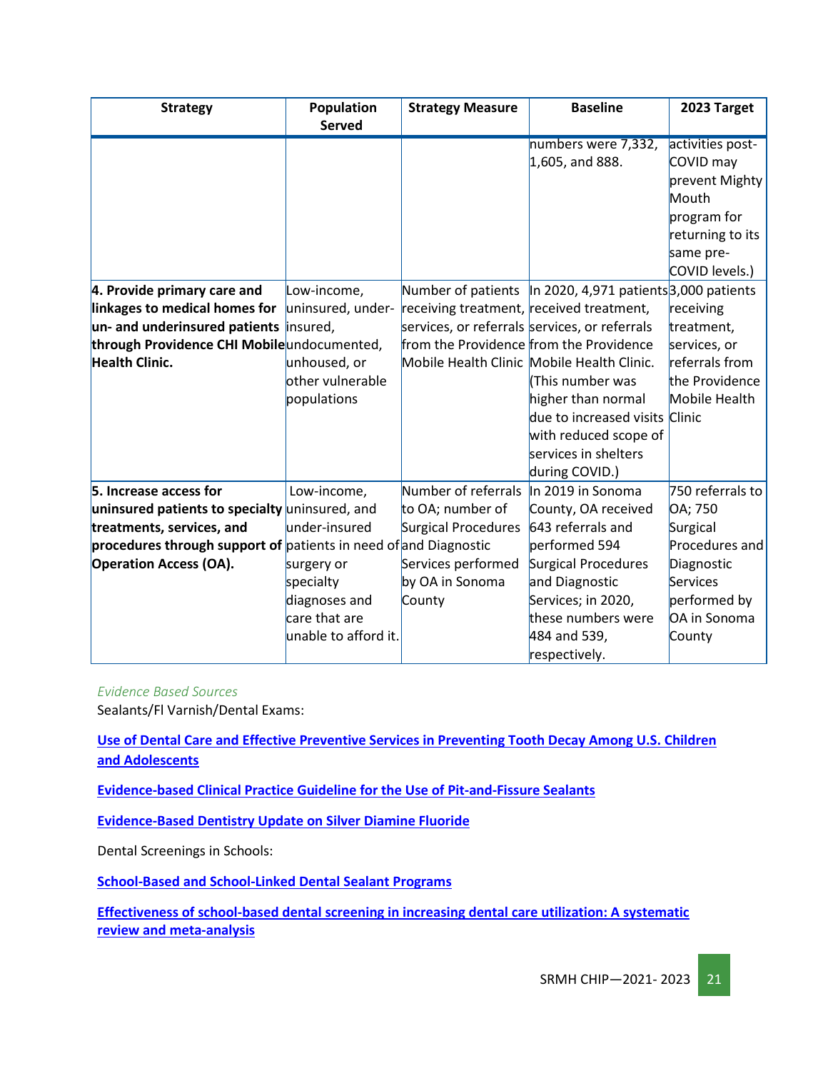| Strategy | Population Served | Strategy Measure | Baseline | 2023 Target |
|---|---|---|---|---|
| | | | numbers were 7,332, 1,605, and 888. | activities post-COVID may prevent Mighty Mouth program for returning to its same pre-COVID levels.) |
| **4. Provide primary care and linkages to medical homes for un- and underinsured patients through Providence CHI Mobile Health Clinic.** | Low-income, uninsured, under-insured, undocumented, unhoused, or other vulnerable populations | Number of patients receiving treatment, services, or referrals from the Providence Mobile Health Clinic | In 2020, 4,971 patients received treatment, services, or referrals from the Providence Mobile Health Clinic. (This number was higher than normal due to increased visits with reduced scope of services in shelters during COVID.) | 3,000 patients receiving treatment, services, or referrals from the Providence Mobile Health Clinic |
| **5. Increase access for uninsured patients to specialty treatments, services, and procedures through support of Operation Access (OA).** | Low-income, uninsured, and under-insured patients in need of surgery or specialty diagnoses and care that are unable to afford it. | Number of referrals to OA; number of Surgical Procedures and Diagnostic Services performed by OA in Sonoma County | In 2019 in Sonoma County, OA received 643 referrals and performed 594 Surgical Procedures and Diagnostic Services; in 2020, these numbers were 484 and 539, respectively. | 750 referrals to OA; 750 Surgical Procedures and Diagnostic Services performed by OA in Sonoma County |

*Evidence Based Sources*

Sealants/Fl Varnish/Dental Exams:

**Use of Dental Care and Effective Preventive Services in Preventing Tooth Decay Among U.S. Children and Adolescents**

**Evidence-based Clinical Practice Guideline for the Use of Pit-and-Fissure Sealants**

**Evidence-Based Dentistry Update on Silver Diamine Fluoride**

Dental Screenings in Schools:

**School-Based and School-Linked Dental Sealant Programs**

**Effectiveness of school-based dental screening in increasing dental care utilization: A systematic review and meta-analysis**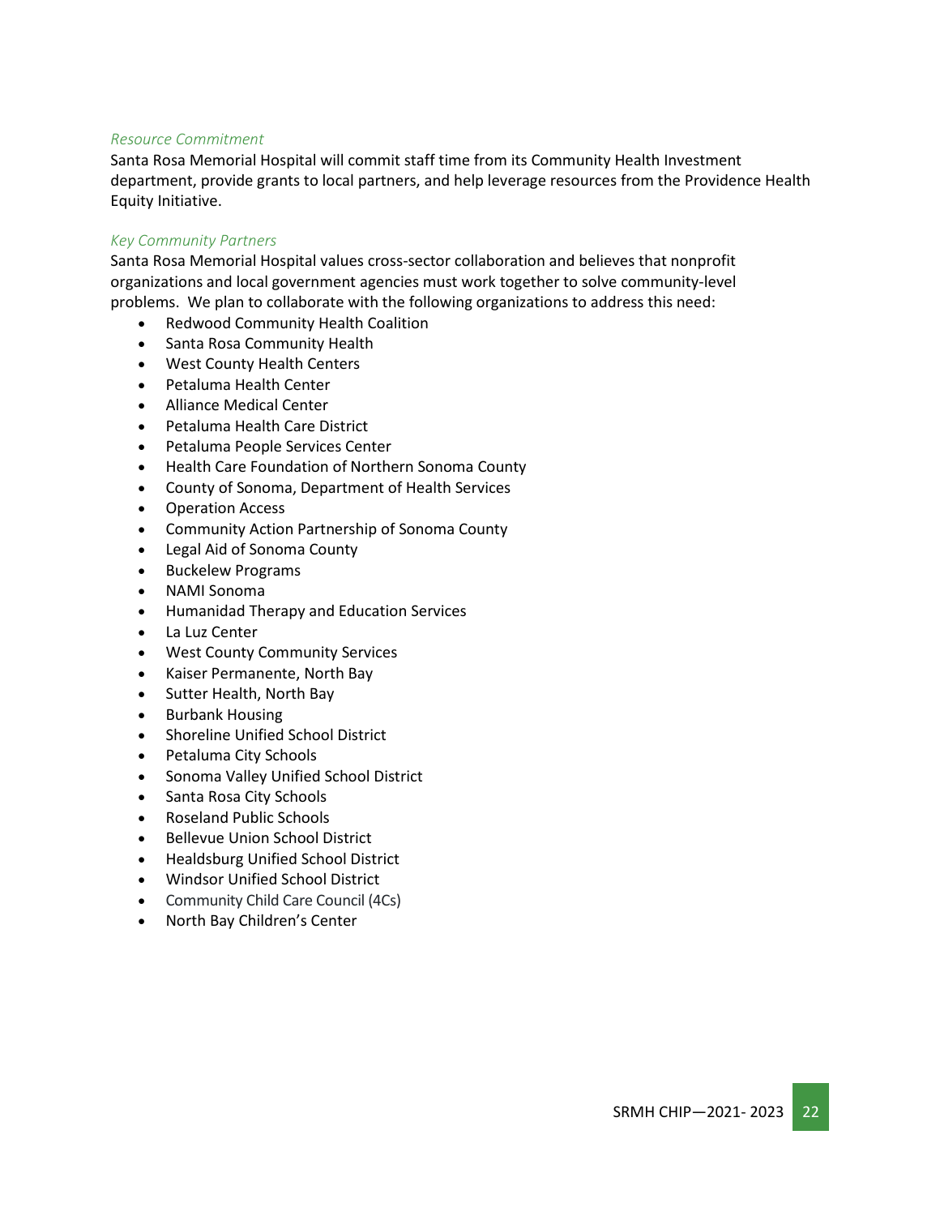*Resource Commitment*

Santa Rosa Memorial Hospital will commit staff time from its Community Health Investment department, provide grants to local partners, and help leverage resources from the Providence Health Equity Initiative.

*Key Community Partners*

Santa Rosa Memorial Hospital values cross-sector collaboration and believes that nonprofit organizations and local government agencies must work together to solve community-level problems. We plan to collaborate with the following organizations to address this need:

- Redwood Community Health Coalition
- Santa Rosa Community Health
- West County Health Centers
- Petaluma Health Center
- Alliance Medical Center
- Petaluma Health Care District
- Petaluma People Services Center
- Health Care Foundation of Northern Sonoma County
- County of Sonoma, Department of Health Services
- Operation Access
- Community Action Partnership of Sonoma County
- Legal Aid of Sonoma County
- Buckelew Programs
- NAMI Sonoma
- Humanidad Therapy and Education Services
- La Luz Center
- West County Community Services
- Kaiser Permanente, North Bay
- Sutter Health, North Bay
- Burbank Housing
- Shoreline Unified School District
- Petaluma City Schools
- Sonoma Valley Unified School District
- Santa Rosa City Schools
- Roseland Public Schools
- Bellevue Union School District
- Healdsburg Unified School District
- Windsor Unified School District
- Community Child Care Council (4Cs)
- North Bay Children's Center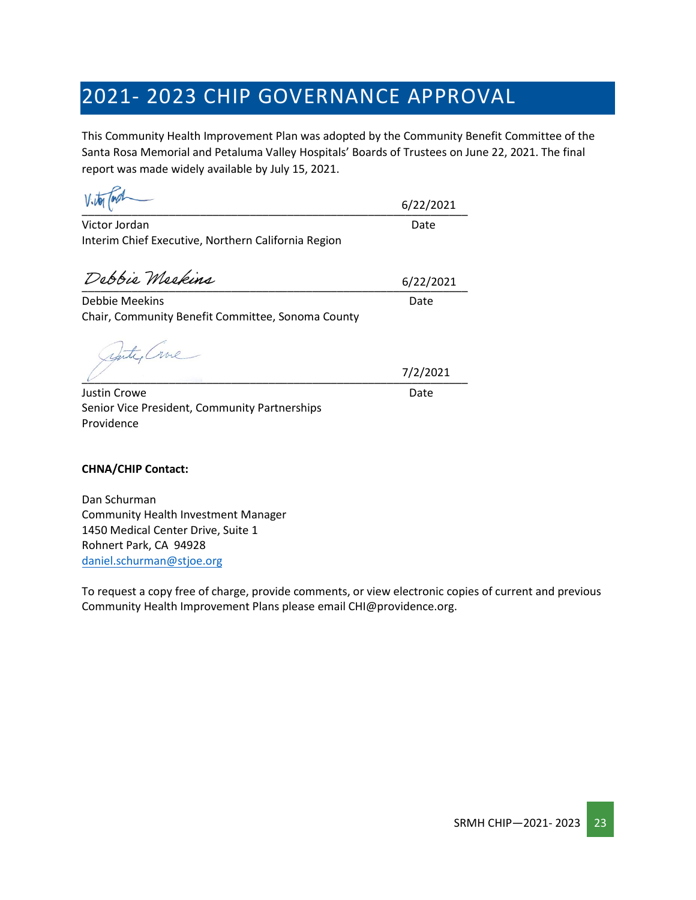# 2021- 2023 CHIP GOVERNANCE APPROVAL

This Community Health Improvement Plan was adopted by the Community Benefit Committee of the Santa Rosa Memorial and Petaluma Valley Hospitals' Boards of Trustees on June 22, 2021. The final report was made widely available by July 15, 2021.

Victor Jordan
Interim Chief Executive, Northern California Region

6/22/2021
Date

Debbie Meekins
Chair, Community Benefit Committee, Sonoma County

6/22/2021
Date

Justin Crowe
Senior Vice President, Community Partnerships
Providence

7/2/2021
Date

**CHNA/CHIP Contact:**

Dan Schurman
Community Health Investment Manager
1450 Medical Center Drive, Suite 1
Rohnert Park, CA 94928
daniel.schurman@stjoe.org

To request a copy free of charge, provide comments, or view electronic copies of current and previous Community Health Improvement Plans please email CHI@providence.org.